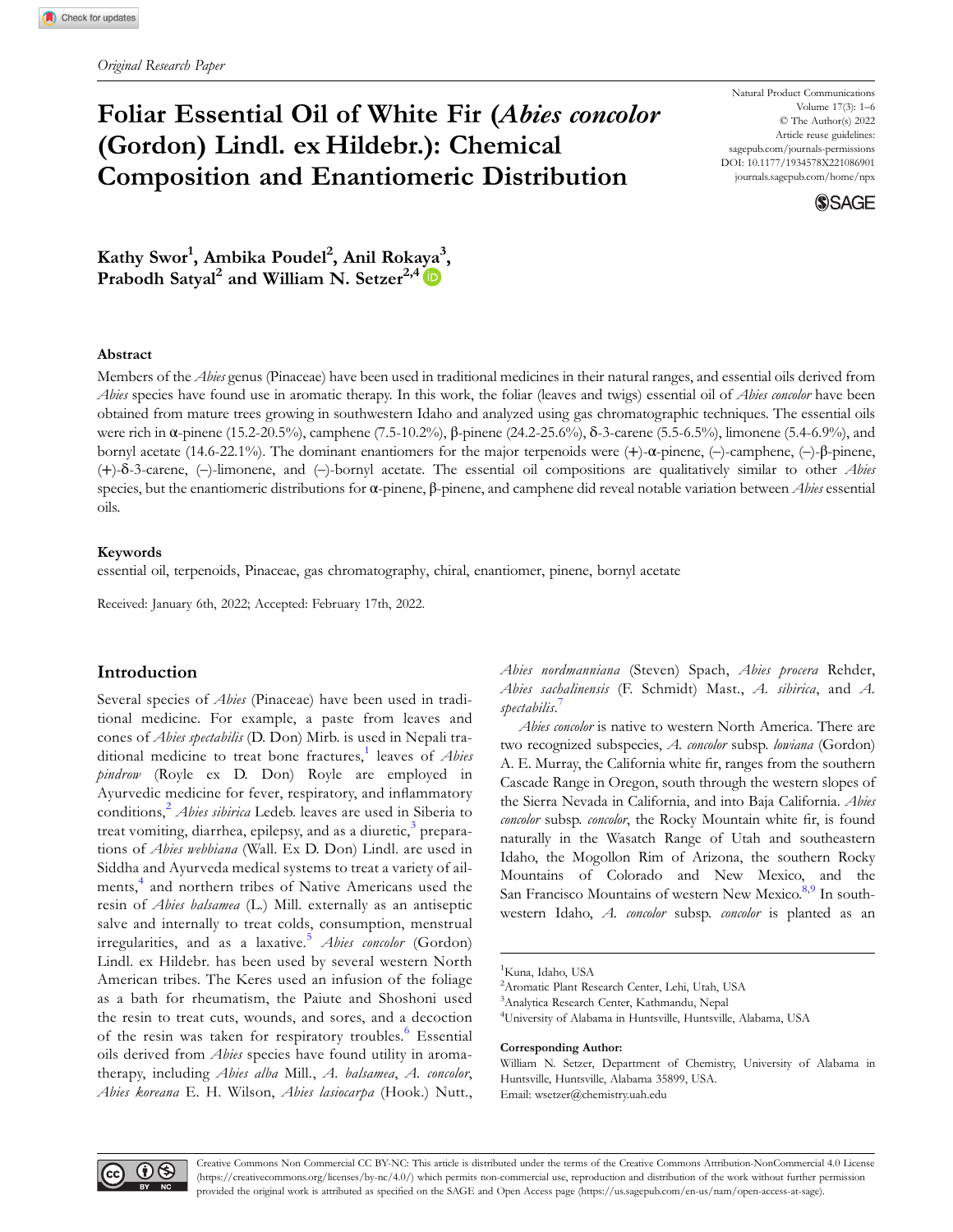Original Research Paper

# Foliar Essential Oil of White Fir (*Abies concolor* (Gordon) Lindl. ex Hildebr.): Chemical Composition and Enantiomeric Distribution

Natural Product Communications
Volume 17(3): 1–6
© The Author(s) 2022
Article reuse guidelines:
sagepub.com/journals-permissions
DOI: 10.1177/1934578X221086901
journals.sagepub.com/home/npx

**Kathy Swor[1], Ambika Poudel[2], Anil Rokaya[3], Prabodh Satyal[2] and William N. Setzer[2,4]**

## Abstract

Members of the *Abies* genus (Pinaceae) have been used in traditional medicines in their natural ranges, and essential oils derived from *Abies* species have found use in aromatic therapy. In this work, the foliar (leaves and twigs) essential oil of *Abies concolor* have been obtained from mature trees growing in southwestern Idaho and analyzed using gas chromatographic techniques. The essential oils were rich in α-pinene (15.2-20.5%), camphene (7.5-10.2%), β-pinene (24.2-25.6%), δ-3-carene (5.5-6.5%), limonene (5.4-6.9%), and bornyl acetate (14.6-22.1%). The dominant enantiomers for the major terpenoids were (+)-α-pinene, (–)-camphene, (–)-β-pinene, (+)-δ-3-carene, (–)-limonene, and (–)-bornyl acetate. The essential oil compositions are qualitatively similar to other *Abies* species, but the enantiomeric distributions for α-pinene, β-pinene, and camphene did reveal notable variation between *Abies* essential oils.

## Keywords

essential oil, terpenoids, Pinaceae, gas chromatography, chiral, enantiomer, pinene, bornyl acetate

Received: January 6th, 2022; Accepted: February 17th, 2022.

## Introduction

Several species of *Abies* (Pinaceae) have been used in traditional medicine. For example, a paste from leaves and cones of *Abies spectabilis* (D. Don) Mirb. is used in Nepali traditional medicine to treat bone fractures,[1] leaves of *Abies pindrow* (Royle ex D. Don) Royle are employed in Ayurvedic medicine for fever, respiratory, and inflammatory conditions,[2] *Abies sibirica* Ledeb. leaves are used in Siberia to treat vomiting, diarrhea, epilepsy, and as a diuretic,[3] preparations of *Abies webbiana* (Wall. Ex D. Don) Lindl. are used in Siddha and Ayurveda medical systems to treat a variety of ailments,[4] and northern tribes of Native Americans used the resin of *Abies balsamea* (L.) Mill. externally as an antiseptic salve and internally to treat colds, consumption, menstrual irregularities, and as a laxative.[5] *Abies concolor* (Gordon) Lindl. ex Hildebr. has been used by several western North American tribes. The Keres used an infusion of the foliage as a bath for rheumatism, the Paiute and Shoshoni used the resin to treat cuts, wounds, and sores, and a decoction of the resin was taken for respiratory troubles.[6] Essential oils derived from *Abies* species have found utility in aromatherapy, including *Abies alba* Mill., *A. balsamea*, *A. concolor*, *Abies koreana* E. H. Wilson, *Abies lasiocarpa* (Hook.) Nutt., *Abies nordmanniana* (Steven) Spach, *Abies procera* Rehder, *Abies sachalinensis* (F. Schmidt) Mast., *A. sibirica*, and *A. spectabilis*.[7]

*Abies concolor* is native to western North America. There are two recognized subspecies, *A. concolor* subsp. *lowiana* (Gordon) A. E. Murray, the California white fir, ranges from the southern Cascade Range in Oregon, south through the western slopes of the Sierra Nevada in California, and into Baja California. *Abies concolor* subsp. *concolor*, the Rocky Mountain white fir, is found naturally in the Wasatch Range of Utah and southeastern Idaho, the Mogollon Rim of Arizona, the southern Rocky Mountains of Colorado and New Mexico, and the San Francisco Mountains of western New Mexico.[8,9] In southwestern Idaho, *A. concolor* subsp. *concolor* is planted as an

[1]Kuna, Idaho, USA
[2]Aromatic Plant Research Center, Lehi, Utah, USA
[3]Analytica Research Center, Kathmandu, Nepal
[4]University of Alabama in Huntsville, Huntsville, Alabama, USA

**Corresponding Author:**
William N. Setzer, Department of Chemistry, University of Alabama in Huntsville, Huntsville, Alabama 35899, USA.
Email: wsetzer@chemistry.uah.edu

Creative Commons Non Commercial CC BY-NC: This article is distributed under the terms of the Creative Commons Attribution-NonCommercial 4.0 License (https://creativecommons.org/licenses/by-nc/4.0/) which permits non-commercial use, reproduction and distribution of the work without further permission provided the original work is attributed as specified on the SAGE and Open Access page (https://us.sagepub.com/en-us/nam/open-access-at-sage).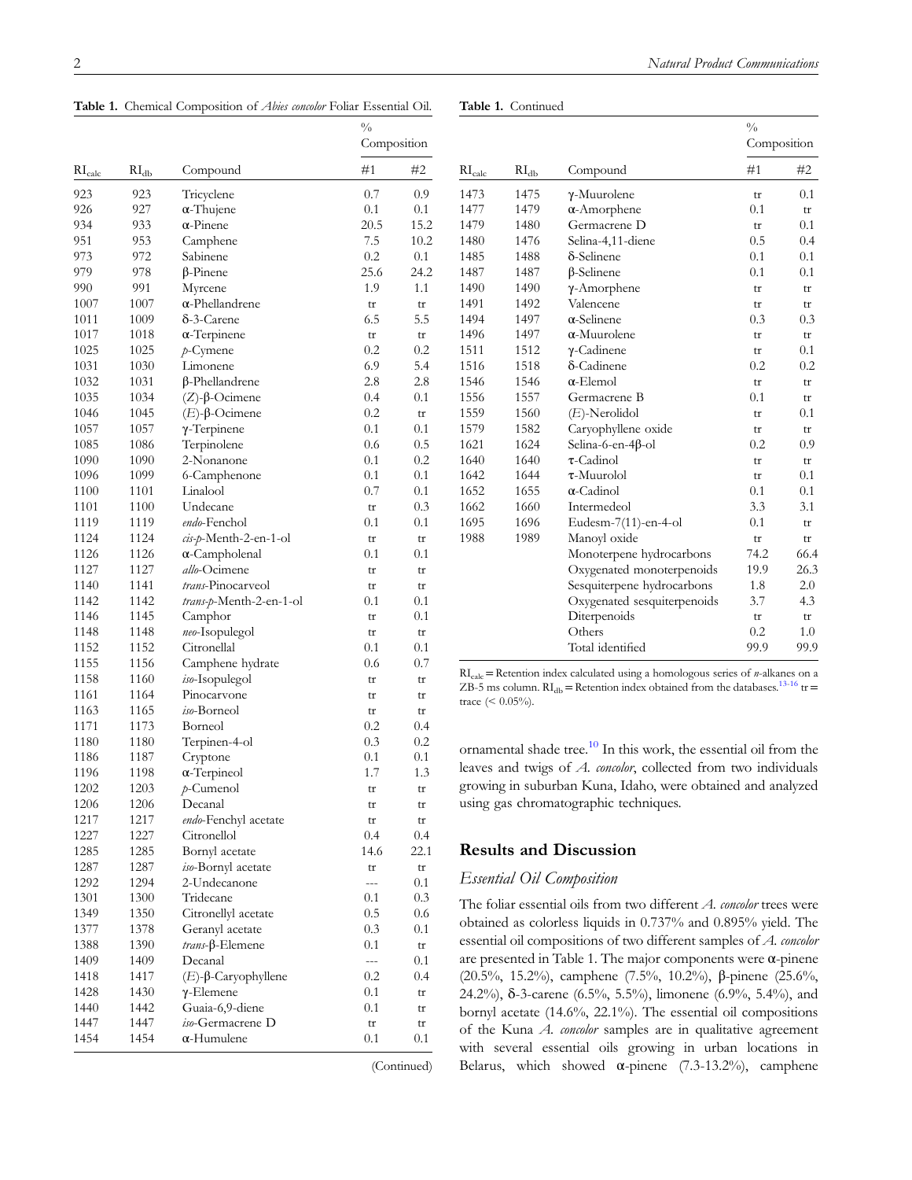**Table 1.** Chemical Composition of *Abies concolor* Foliar Essential Oil.

| $RI_{calc}$ | $RI_{db}$ | Compound | % Composition #1 | % Composition #2 |
|---|---|---|---|---|
| 923 | 923 | Tricyclene | 0.7 | 0.9 |
| 926 | 927 | α-Thujene | 0.1 | 0.1 |
| 934 | 933 | α-Pinene | 20.5 | 15.2 |
| 951 | 953 | Camphene | 7.5 | 10.2 |
| 973 | 972 | Sabinene | 0.2 | 0.1 |
| 979 | 978 | β-Pinene | 25.6 | 24.2 |
| 990 | 991 | Myrcene | 1.9 | 1.1 |
| 1007 | 1007 | α-Phellandrene | tr | tr |
| 1011 | 1009 | δ-3-Carene | 6.5 | 5.5 |
| 1017 | 1018 | α-Terpinene | tr | tr |
| 1025 | 1025 | *p*-Cymene | 0.2 | 0.2 |
| 1031 | 1030 | Limonene | 6.9 | 5.4 |
| 1032 | 1031 | β-Phellandrene | 2.8 | 2.8 |
| 1035 | 1034 | (*Z*)-β-Ocimene | 0.4 | 0.1 |
| 1046 | 1045 | (*E*)-β-Ocimene | 0.2 | tr |
| 1057 | 1057 | γ-Terpinene | 0.1 | 0.1 |
| 1085 | 1086 | Terpinolene | 0.6 | 0.5 |
| 1090 | 1090 | 2-Nonanone | 0.1 | 0.2 |
| 1096 | 1099 | 6-Camphenone | 0.1 | 0.1 |
| 1100 | 1101 | Linalool | 0.7 | 0.1 |
| 1101 | 1100 | Undecane | tr | 0.3 |
| 1119 | 1119 | *endo*-Fenchol | 0.1 | 0.1 |
| 1124 | 1124 | *cis*-*p*-Menth-2-en-1-ol | tr | tr |
| 1126 | 1126 | α-Campholenal | 0.1 | 0.1 |
| 1127 | 1127 | *allo*-Ocimene | tr | tr |
| 1140 | 1141 | *trans*-Pinocarveol | tr | tr |
| 1142 | 1142 | *trans*-*p*-Menth-2-en-1-ol | 0.1 | 0.1 |
| 1146 | 1145 | Camphor | tr | 0.1 |
| 1148 | 1148 | *neo*-Isopulegol | tr | tr |
| 1152 | 1152 | Citronellal | 0.1 | 0.1 |
| 1155 | 1156 | Camphene hydrate | 0.6 | 0.7 |
| 1158 | 1160 | *iso*-Isopulegol | tr | tr |
| 1161 | 1164 | Pinocarvone | tr | tr |
| 1163 | 1165 | *iso*-Borneol | tr | tr |
| 1171 | 1173 | Borneol | 0.2 | 0.4 |
| 1180 | 1180 | Terpinen-4-ol | 0.3 | 0.2 |
| 1186 | 1187 | Cryptone | 0.1 | 0.1 |
| 1196 | 1198 | α-Terpineol | 1.7 | 1.3 |
| 1202 | 1203 | *p*-Cumenol | tr | tr |
| 1206 | 1206 | Decanal | tr | tr |
| 1217 | 1217 | *endo*-Fenchyl acetate | tr | tr |
| 1227 | 1227 | Citronellol | 0.4 | 0.4 |
| 1285 | 1285 | Bornyl acetate | 14.6 | 22.1 |
| 1287 | 1287 | *iso*-Bornyl acetate | tr | tr |
| 1292 | 1294 | 2-Undecanone | --- | 0.1 |
| 1301 | 1300 | Tridecane | 0.1 | 0.3 |
| 1349 | 1350 | Citronellyl acetate | 0.5 | 0.6 |
| 1377 | 1378 | Geranyl acetate | 0.3 | 0.1 |
| 1388 | 1390 | *trans*-β-Elemene | 0.1 | tr |
| 1409 | 1409 | Decanal | --- | 0.1 |
| 1418 | 1417 | (*E*)-β-Caryophyllene | 0.2 | 0.4 |
| 1428 | 1430 | γ-Elemene | 0.1 | tr |
| 1440 | 1442 | Guaia-6,9-diene | 0.1 | tr |
| 1447 | 1447 | *iso*-Germacrene D | tr | tr |
| 1454 | 1454 | α-Humulene | 0.1 | 0.1 |
| 1473 | 1475 | γ-Muurolene | tr | 0.1 |
| 1477 | 1479 | α-Amorphene | 0.1 | tr |
| 1479 | 1480 | Germacrene D | tr | 0.1 |
| 1480 | 1476 | Selina-4,11-diene | 0.5 | 0.4 |
| 1485 | 1488 | δ-Selinene | 0.1 | 0.1 |
| 1487 | 1487 | β-Selinene | 0.1 | 0.1 |
| 1490 | 1490 | γ-Amorphene | tr | tr |
| 1491 | 1492 | Valencene | tr | tr |
| 1494 | 1497 | α-Selinene | 0.3 | 0.3 |
| 1496 | 1497 | α-Muurolene | tr | tr |
| 1511 | 1512 | γ-Cadinene | tr | 0.1 |
| 1516 | 1518 | δ-Cadinene | 0.2 | 0.2 |
| 1546 | 1546 | α-Elemol | tr | tr |
| 1556 | 1557 | Germacrene B | 0.1 | tr |
| 1559 | 1560 | (*E*)-Nerolidol | tr | 0.1 |
| 1579 | 1582 | Caryophyllene oxide | tr | tr |
| 1621 | 1624 | Selina-6-en-4β-ol | 0.2 | 0.9 |
| 1640 | 1640 | τ-Cadinol | tr | tr |
| 1642 | 1644 | τ-Muurolol | tr | 0.1 |
| 1652 | 1655 | α-Cadinol | 0.1 | 0.1 |
| 1662 | 1660 | Intermedeol | 3.3 | 3.1 |
| 1695 | 1696 | Eudesm-7(11)-en-4-ol | 0.1 | tr |
| 1988 | 1989 | Manoyl oxide | tr | tr |
| | | Monoterpene hydrocarbons | 74.2 | 66.4 |
| | | Oxygenated monoterpenoids | 19.9 | 26.3 |
| | | Sesquiterpene hydrocarbons | 1.8 | 2.0 |
| | | Oxygenated sesquiterpenoids | 3.7 | 4.3 |
| | | Diterpenoids | tr | tr |
| | | Others | 0.2 | 1.0 |
| | | Total identified | 99.9 | 99.9 |

$RI_{calc}$ = Retention index calculated using a homologous series of *n*-alkanes on a ZB-5 ms column. $RI_{db}$ = Retention index obtained from the databases.[13-16] tr = trace (< 0.05%).

ornamental shade tree.[10] In this work, the essential oil from the leaves and twigs of *A. concolor*, collected from two individuals growing in suburban Kuna, Idaho, were obtained and analyzed using gas chromatographic techniques.

## Results and Discussion

### *Essential Oil Composition*

The foliar essential oils from two different *A. concolor* trees were obtained as colorless liquids in 0.737% and 0.895% yield. The essential oil compositions of two different samples of *A. concolor* are presented in Table 1. The major components were α-pinene (20.5%, 15.2%), camphene (7.5%, 10.2%), β-pinene (25.6%, 24.2%), δ-3-carene (6.5%, 5.5%), limonene (6.9%, 5.4%), and bornyl acetate (14.6%, 22.1%). The essential oil compositions of the Kuna *A. concolor* samples are in qualitative agreement with several essential oils growing in urban locations in Belarus, which showed α-pinene (7.3-13.2%), camphene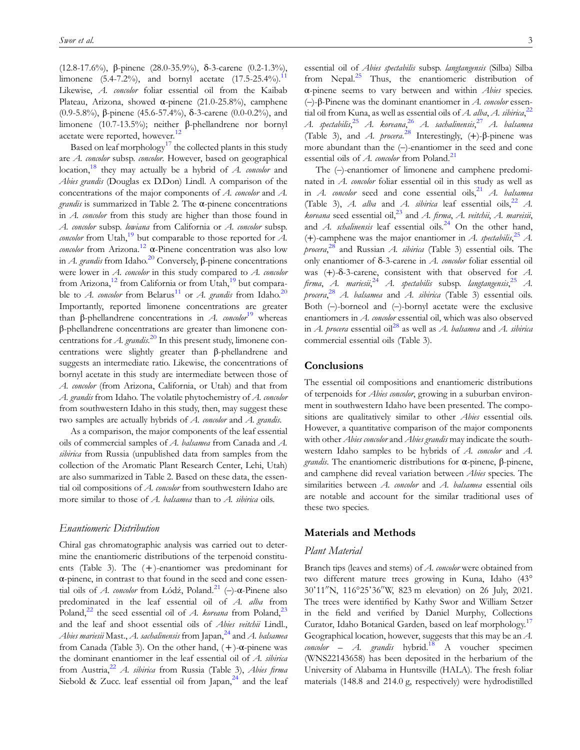(12.8-17.6%), β-pinene (28.0-35.9%), δ-3-carene (0.2-1.3%), limonene (5.4-7.2%), and bornyl acetate (17.5-25.4%).[11] Likewise, *A. concolor* foliar essential oil from the Kaibab Plateau, Arizona, showed α-pinene (21.0-25.8%), camphene (0.9-5.8%), β-pinene (45.6-57.4%), δ-3-carene (0.0-0.2%), and limonene (10.7-13.5%); neither β-phellandrene nor bornyl acetate were reported, however.[12]

Based on leaf morphology[17] the collected plants in this study are *A. concolor* subsp. *concolor*. However, based on geographical location,[18] they may actually be a hybrid of *A. concolor* and *Abies grandis* (Douglas ex D.Don) Lindl. A comparison of the concentrations of the major components of *A. concolor* and *A. grandis* is summarized in Table 2. The α-pinene concentrations in *A. concolor* from this study are higher than those found in *A. concolor* subsp. *lowiana* from California or *A. concolor* subsp. *concolor* from Utah,[19] but comparable to those reported for *A. concolor* from Arizona.[12] α-Pinene concentration was also low in *A. grandis* from Idaho.[20] Conversely, β-pinene concentrations were lower in *A. concolor* in this study compared to *A. concolor* from Arizona,[12] from California or from Utah,[19] but comparable to *A. concolor* from Belarus[11] or *A. grandis* from Idaho.[20] Importantly, reported limonene concentrations are greater than β-phellandrene concentrations in *A. concolor*[19] whereas β-phellandrene concentrations are greater than limonene concentrations for *A. grandis*.[20] In this present study, limonene concentrations were slightly greater than β-phellandrene and suggests an intermediate ratio. Likewise, the concentrations of bornyl acetate in this study are intermediate between those of *A. concolor* (from Arizona, California, or Utah) and that from *A. grandis* from Idaho. The volatile phytochemistry of *A. concolor* from southwestern Idaho in this study, then, may suggest these two samples are actually hybrids of *A. concolor* and *A. grandis*.

As a comparison, the major components of the leaf essential oils of commercial samples of *A. balsamea* from Canada and *A. sibirica* from Russia (unpublished data from samples from the collection of the Aromatic Plant Research Center, Lehi, Utah) are also summarized in Table 2. Based on these data, the essential oil compositions of *A. concolor* from southwestern Idaho are more similar to those of *A. balsamea* than to *A. sibirica* oils.

### Enantiomeric Distribution

Chiral gas chromatographic analysis was carried out to determine the enantiomeric distributions of the terpenoid constituents (Table 3). The (+)-enantiomer was predominant for α-pinene, in contrast to that found in the seed and cone essential oils of *A. concolor* from Łódź, Poland.[21] (–)-α-Pinene also predominated in the leaf essential oil of *A. alba* from Poland,[22] the seed essential oil of *A. koreana* from Poland,[23] and the leaf and shoot essential oils of *Abies veitchii* Lindl., *Abies mariesii* Mast., *A. sachalinensis* from Japan,[24] and *A. balsamea* from Canada (Table 3). On the other hand, (+)-α-pinene was the dominant enantiomer in the leaf essential oil of *A. sibirica* from Austria,[22] *A. sibirica* from Russia (Table 3), *Abies firma* Siebold & Zucc. leaf essential oil from Japan,[24] and the leaf essential oil of *Abies spectabilis* subsp. *langtangensis* (Silba) Silba from Nepal.[25] Thus, the enantiomeric distribution of α-pinene seems to vary between and within *Abies* species. (–)-β-Pinene was the dominant enantiomer in *A. concolor* essential oil from Kuna, as well as essential oils of *A. alba*, *A. sibirica*,[22] *A. spectabilis*,[25] *A. koreana*,[26] *A. sachalinensis*,[27] *A. balsamea* (Table 3), and *A. procera*.[28] Interestingly, (+)-β-pinene was more abundant than the (–)-enantiomer in the seed and cone essential oils of *A. concolor* from Poland.[21]

The (–)-enantiomer of limonene and camphene predominated in *A. concolor* foliar essential oil in this study as well as in *A. concolor* seed and cone essential oils,[21] *A. balsamea* (Table 3), *A. alba* and *A. sibirica* leaf essential oils,[22] *A. koreana* seed essential oil,[23] and *A. firma*, *A. veitchii*, *A. mareisii*, and *A. schalinensis* leaf essential oils.[24] On the other hand, (+)-camphene was the major enantiomer in *A. spectabilis*,[25] *A. procera*,[28] and Russian *A. sibirica* (Table 3) essential oils. The only enantiomer of δ-3-carene in *A. concolor* foliar essential oil was (+)-δ-3-carene, consistent with that observed for *A. firma*, *A. mariesii*,[24] *A. spectabilis* subsp. *langtangensis*,[25] *A. procera*,[28] *A. balsamea* and *A. sibirica* (Table 3) essential oils. Both (–)-borneol and (–)-bornyl acetate were the exclusive enantiomers in *A. concolor* essential oil, which was also observed in *A. procera* essential oil[28] as well as *A. balsamea* and *A. sibirica* commercial essential oils (Table 3).

## Conclusions

The essential oil compositions and enantiomeric distributions of terpenoids for *Abies concolor*, growing in a suburban environment in southwestern Idaho have been presented. The compositions are qualitatively similar to other *Abies* essential oils. However, a quantitative comparison of the major components with other *Abies concolor* and *Abies grandis* may indicate the southwestern Idaho samples to be hybrids of *A. concolor* and *A. grandis*. The enantiomeric distributions for α-pinene, β-pinene, and camphene did reveal variation between *Abies* species. The similarities between *A. concolor* and *A. balsamea* essential oils are notable and account for the similar traditional uses of these two species.

## Materials and Methods

### Plant Material

Branch tips (leaves and stems) of *A. concolor* were obtained from two different mature trees growing in Kuna, Idaho (43° 30′11″N, 116°25′36″W, 823 m elevation) on 26 July, 2021. The trees were identified by Kathy Swor and William Setzer in the field and verified by Daniel Murphy, Collections Curator, Idaho Botanical Garden, based on leaf morphology.[17] Geographical location, however, suggests that this may be an *A. concolor* – *A. grandis* hybrid.[18] A voucher specimen (WNS22143658) has been deposited in the herbarium of the University of Alabama in Huntsville (HALA). The fresh foliar materials (148.8 and 214.0 g, respectively) were hydrodistilled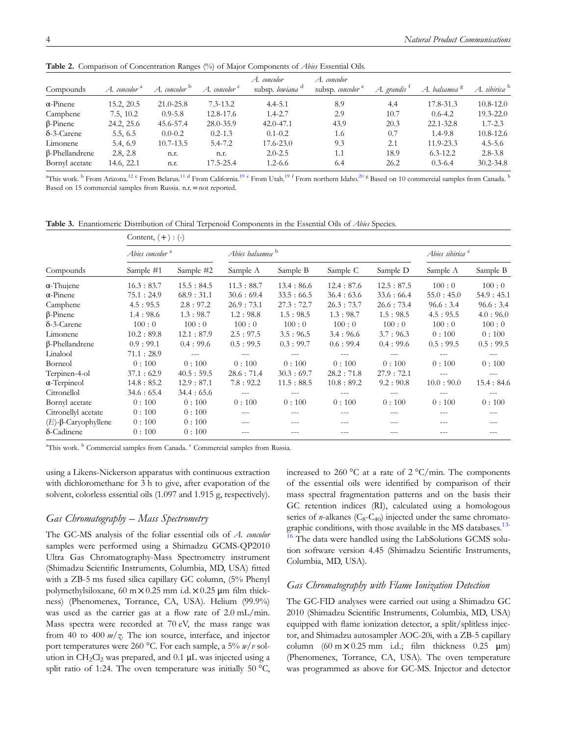**Table 2.** Comparison of Concentration Ranges (%) of Major Components of *Abies* Essential Oils.

| Compounds | *A. concolor* [a] | *A. concolor* [b] | *A. concolor* [c] | *A. concolor* subsp. *lowiana* [d] | *A. concolor* subsp. *concolor* [e] | *A. grandis* [f] | *A. balsamea* [g] | *A. sibirica* [h] |
|---|---|---|---|---|---|---|---|---|
| α-Pinene | 15.2, 20.5 | 21.0-25.8 | 7.3-13.2 | 4.4-5.1 | 8.9 | 4.4 | 17.8-31.3 | 10.8-12.0 |
| Camphene | 7.5, 10.2 | 0.9-5.8 | 12.8-17.6 | 1.4-2.7 | 2.9 | 10.7 | 0.6-4.2 | 19.3-22.0 |
| β-Pinene | 24.2, 25.6 | 45.6-57.4 | 28.0-35.9 | 42.0-47.1 | 43.9 | 20.3 | 22.1-32.8 | 1.7-2.3 |
| δ-3-Carene | 5.5, 6.5 | 0.0-0.2 | 0.2-1.3 | 0.1-0.2 | 1.6 | 0.7 | 1.4-9.8 | 10.8-12.6 |
| Limonene | 5.4, 6.9 | 10.7-13.5 | 5.4-7.2 | 17.6-23.0 | 9.3 | 2.1 | 11.9-23.3 | 4.5-5.6 |
| β-Phellandrene | 2.8, 2.8 | n.r. | n.r. | 2.0-2.5 | 1.1 | 18.9 | 6.3-12.2 | 2.8-3.8 |
| Bornyl acetate | 14.6, 22.1 | n.r. | 17.5-25.4 | 1.2-6.6 | 6.4 | 26.2 | 0.3-6.4 | 30.2-34.8 |

[a]This work. [b] From Arizona.[12] [c] From Belarus.[11] [d] From California.[19] [e] From Utah.[19] [f] From northern Idaho.[20] [g] Based on 10 commercial samples from Canada. [h] Based on 15 commercial samples from Russia. n.r. = not reported.

**Table 3.** Enantiomeric Distribution of Chiral Terpenoid Components in the Essential Oils of *Abies* Species.

| | Content, (+) : (-) | | | | | | | |
|---|---|---|---|---|---|---|---|---|
| | *Abies concolor* [a] | | *Abies balsamea* [b] | | | | *Abies sibirica* [c] | |
| Compounds | Sample #1 | Sample #2 | Sample A | Sample B | Sample C | Sample D | Sample A | Sample B |
| α-Thujene | 16.3 : 83.7 | 15.5 : 84.5 | 11.3 : 88.7 | 13.4 : 86.6 | 12.4 : 87.6 | 12.5 : 87.5 | 100 : 0 | 100 : 0 |
| α-Pinene | 75.1 : 24.9 | 68.9 : 31.1 | 30.6 : 69.4 | 33.5 : 66.5 | 36.4 : 63.6 | 33.6 : 66.4 | 55.0 : 45.0 | 54.9 : 45.1 |
| Camphene | 4.5 : 95.5 | 2.8 : 97.2 | 26.9 : 73.1 | 27.3 : 72.7 | 26.3 : 73.7 | 26.6 : 73.4 | 96.6 : 3.4 | 96.6 : 3.4 |
| β-Pinene | 1.4 : 98.6 | 1.3 : 98.7 | 1.2 : 98.8 | 1.5 : 98.5 | 1.3 : 98.7 | 1.5 : 98.5 | 4.5 : 95.5 | 4.0 : 96.0 |
| δ-3-Carene | 100 : 0 | 100 : 0 | 100 : 0 | 100 : 0 | 100 : 0 | 100 : 0 | 100 : 0 | 100 : 0 |
| Limonene | 10.2 : 89.8 | 12.1 : 87.9 | 2.5 : 97.5 | 3.5 : 96.5 | 3.4 : 96.6 | 3.7 : 96.3 | 0 : 100 | 0 : 100 |
| β-Phellandrene | 0.9 : 99.1 | 0.4 : 99.6 | 0.5 : 99.5 | 0.3 : 99.7 | 0.6 : 99.4 | 0.4 : 99.6 | 0.5 : 99.5 | 0.5 : 99.5 |
| Linalool | 71.1 : 28.9 | --- | --- | --- | --- | --- | --- | --- |
| Borneol | 0 : 100 | 0 : 100 | 0 : 100 | 0 : 100 | 0 : 100 | 0 : 100 | 0 : 100 | 0 : 100 |
| Terpinen-4-ol | 37.1 : 62.9 | 40.5 : 59.5 | 28.6 : 71.4 | 30.3 : 69.7 | 28.2 : 71.8 | 27.9 : 72.1 | --- | --- |
| α-Terpineol | 14.8 : 85.2 | 12.9 : 87.1 | 7.8 : 92.2 | 11.5 : 88.5 | 10.8 : 89.2 | 9.2 : 90.8 | 10.0 : 90.0 | 15.4 : 84.6 |
| Citronellol | 34.6 : 65.4 | 34.4 : 65.6 | --- | --- | --- | --- | --- | --- |
| Bornyl acetate | 0 : 100 | 0 : 100 | 0 : 100 | 0 : 100 | 0 : 100 | 0 : 100 | 0 : 100 | 0 : 100 |
| Citronellyl acetate | 0 : 100 | 0 : 100 | --- | --- | --- | --- | --- | --- |
| (*E*)-β-Caryophyllene | 0 : 100 | 0 : 100 | --- | --- | --- | --- | --- | --- |
| δ-Cadinene | 0 : 100 | 0 : 100 | --- | --- | --- | --- | --- | --- |

[a]This work. [b] Commercial samples from Canada. [c] Commercial samples from Russia.

using a Likens-Nickerson apparatus with continuous extraction with dichloromethane for 3 h to give, after evaporation of the solvent, colorless essential oils (1.097 and 1.915 g, respectively).

### *Gas Chromatography – Mass Spectrometry*

The GC-MS analysis of the foliar essential oils of *A. concolor* samples were performed using a Shimadzu GCMS-QP2010 Ultra Gas Chromatography-Mass Spectrometry instrument (Shimadzu Scientific Instruments, Columbia, MD, USA) fitted with a ZB-5 ms fused silica capillary GC column, (5% Phenyl polymethylsiloxane, 60 m × 0.25 mm i.d. × 0.25 µm film thickness) (Phenomenex, Torrance, CA, USA). Helium (99.9%) was used as the carrier gas at a flow rate of 2.0 mL/min. Mass spectra were recorded at 70 eV, the mass range was from 40 to 400 *m*/*z*. The ion source, interface, and injector port temperatures were 260 °C. For each sample, a 5% *w*/*v* solution in $CH_2Cl_2$ was prepared, and 0.1 µL was injected using a split ratio of 1:24. The oven temperature was initially 50 °C, increased to 260 °C at a rate of 2 °C/min. The components of the essential oils were identified by comparison of their mass spectral fragmentation patterns and on the basis their GC retention indices (RI), calculated using a homologous series of *n*-alkanes ($C_8$-$C_{40}$) injected under the same chromatographic conditions, with those available in the MS databases.[13-16] The data were handled using the LabSolutions GCMS solution software version 4.45 (Shimadzu Scientific Instruments, Columbia, MD, USA).

### *Gas Chromatography with Flame Ionization Detection*

The GC-FID analyses were carried out using a Shimadzu GC 2010 (Shimadzu Scientific Instruments, Columbia, MD, USA) equipped with flame ionization detector, a split/splitless injector, and Shimadzu autosampler AOC-20i, with a ZB-5 capillary column (60 m × 0.25 mm i.d.; film thickness 0.25 µm) (Phenomenex, Torrance, CA, USA). The oven temperature was programmed as above for GC-MS. Injector and detector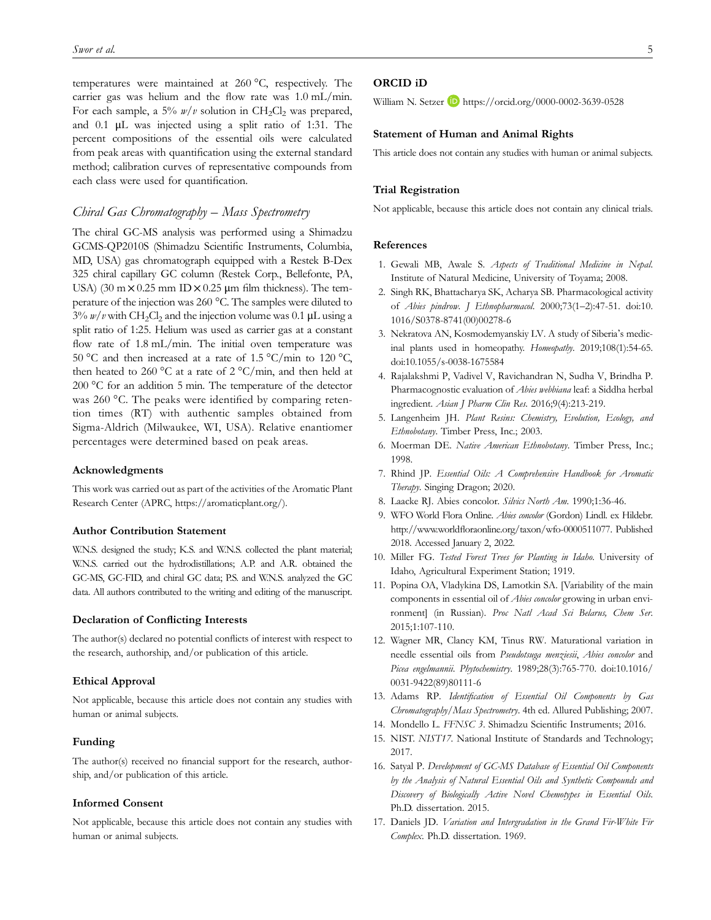temperatures were maintained at 260 °C, respectively. The carrier gas was helium and the flow rate was 1.0 mL/min. For each sample, a 5% *w*/*v* solution in $CH_2Cl_2$ was prepared, and 0.1 µL was injected using a split ratio of 1:31. The percent compositions of the essential oils were calculated from peak areas with quantification using the external standard method; calibration curves of representative compounds from each class were used for quantification.

### *Chiral Gas Chromatography – Mass Spectrometry*

The chiral GC-MS analysis was performed using a Shimadzu GCMS-QP2010S (Shimadzu Scientific Instruments, Columbia, MD, USA) gas chromatograph equipped with a Restek B-Dex 325 chiral capillary GC column (Restek Corp., Bellefonte, PA, USA) (30 m × 0.25 mm ID × 0.25 µm film thickness). The temperature of the injection was 260 °C. The samples were diluted to 3% *w*/*v* with $CH_2Cl_2$ and the injection volume was 0.1 µL using a split ratio of 1:25. Helium was used as carrier gas at a constant flow rate of 1.8 mL/min. The initial oven temperature was 50 °C and then increased at a rate of 1.5 °C/min to 120 °C, then heated to 260 °C at a rate of 2 °C/min, and then held at 200 °C for an addition 5 min. The temperature of the detector was 260 °C. The peaks were identified by comparing retention times (RT) with authentic samples obtained from Sigma-Aldrich (Milwaukee, WI, USA). Relative enantiomer percentages were determined based on peak areas.

## Acknowledgments

This work was carried out as part of the activities of the Aromatic Plant Research Center (APRC, https://aromaticplant.org/).

## Author Contribution Statement

W.N.S. designed the study; K.S. and W.N.S. collected the plant material; W.N.S. carried out the hydrodistillations; A.P. and A.R. obtained the GC-MS, GC-FID, and chiral GC data; P.S. and W.N.S. analyzed the GC data. All authors contributed to the writing and editing of the manuscript.

## Declaration of Conflicting Interests

The author(s) declared no potential conflicts of interest with respect to the research, authorship, and/or publication of this article.

## Ethical Approval

Not applicable, because this article does not contain any studies with human or animal subjects.

## Funding

The author(s) received no financial support for the research, authorship, and/or publication of this article.

## Informed Consent

Not applicable, because this article does not contain any studies with human or animal subjects.

## ORCID iD

William N. Setzer https://orcid.org/0000-0002-3639-0528

## Statement of Human and Animal Rights

This article does not contain any studies with human or animal subjects.

## Trial Registration

Not applicable, because this article does not contain any clinical trials.

## References

1. Gewali MB, Awale S. *Aspects of Traditional Medicine in Nepal*. Institute of Natural Medicine, University of Toyama; 2008.
2. Singh RK, Bhattacharya SK, Acharya SB. Pharmacological activity of *Abies pindrow*. *J Ethnopharmacol*. 2000;73(1–2):47-51. doi:10.1016/S0378-8741(00)00278-6
3. Nekratova AN, Kosmodemyanskiy LV. A study of Siberia's medicinal plants used in homeopathy. *Homeopathy*. 2019;108(1):54-65. doi:10.1055/s-0038-1675584
4. Rajalakshmi P, Vadivel V, Ravichandran N, Sudha V, Brindha P. Pharmacognostic evaluation of *Abies webbiana* leaf: a Siddha herbal ingredient. *Asian J Pharm Clin Res*. 2016;9(4):213-219.
5. Langenheim JH. *Plant Resins: Chemistry, Evolution, Ecology, and Ethnobotany*. Timber Press, Inc.; 2003.
6. Moerman DE. *Native American Ethnobotany*. Timber Press, Inc.; 1998.
7. Rhind JP. *Essential Oils: A Comprehensive Handbook for Aromatic Therapy*. Singing Dragon; 2020.
8. Laacke RJ. Abies concolor. *Silvics North Am*. 1990;1:36-46.
9. WFO World Flora Online. *Abies concolor* (Gordon) Lindl. ex Hildebr. http://www.worldfloraonline.org/taxon/wfo-0000511077. Published 2018. Accessed January 2, 2022.
10. Miller FG. *Tested Forest Trees for Planting in Idaho*. University of Idaho, Agricultural Experiment Station; 1919.
11. Popina OA, Vladykina DS, Lamotkin SA. [Variability of the main components in essential oil of *Abies concolor* growing in urban environment] (in Russian). *Proc Natl Acad Sci Belarus, Chem Ser*. 2015;1:107-110.
12. Wagner MR, Clancy KM, Tinus RW. Maturational variation in needle essential oils from *Pseudotsuga menziesii*, *Abies concolor* and *Picea engelmannii*. *Phytochemistry*. 1989;28(3):765-770. doi:10.1016/0031-9422(89)80111-6
13. Adams RP. *Identification of Essential Oil Components by Gas Chromatography/Mass Spectrometry*. 4th ed. Allured Publishing; 2007.
14. Mondello L. *FFNSC 3*. Shimadzu Scientific Instruments; 2016.
15. NIST. *NIST17*. National Institute of Standards and Technology; 2017.
16. Satyal P. *Development of GC-MS Database of Essential Oil Components by the Analysis of Natural Essential Oils and Synthetic Compounds and Discovery of Biologically Active Novel Chemotypes in Essential Oils*. Ph.D. dissertation. 2015.
17. Daniels JD. *Variation and Intergradation in the Grand Fir-White Fir Complex*. Ph.D. dissertation. 1969.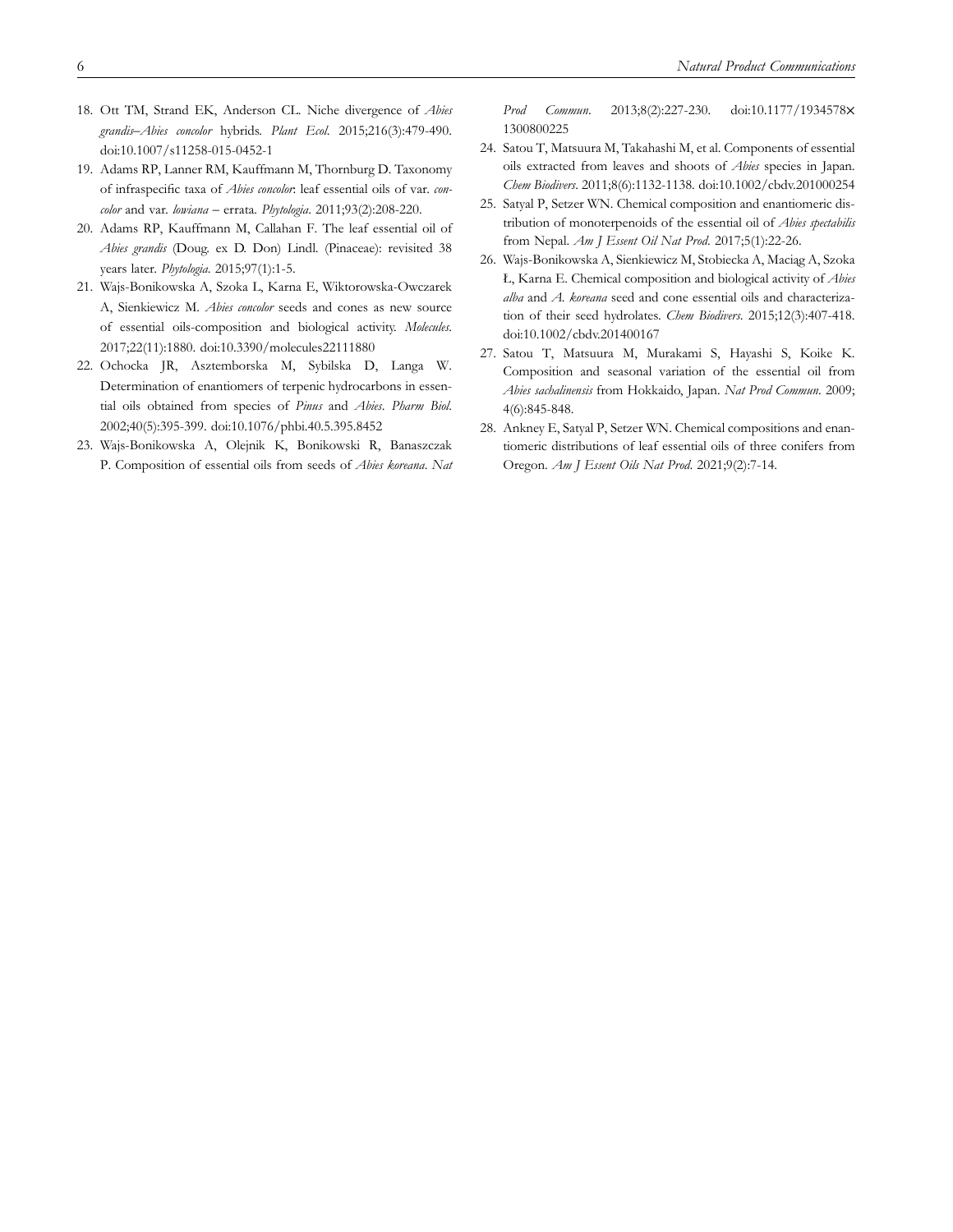18. Ott TM, Strand EK, Anderson CL. Niche divergence of *Abies grandis–Abies concolor* hybrids. *Plant Ecol*. 2015;216(3):479-490. doi:10.1007/s11258-015-0452-1
19. Adams RP, Lanner RM, Kauffmann M, Thornburg D. Taxonomy of infraspecific taxa of *Abies concolor*: leaf essential oils of var. *concolor* and var. *lowiana* – errata. *Phytologia*. 2011;93(2):208-220.
20. Adams RP, Kauffmann M, Callahan F. The leaf essential oil of *Abies grandis* (Doug. ex D. Don) Lindl. (Pinaceae): revisited 38 years later. *Phytologia*. 2015;97(1):1-5.
21. Wajs-Bonikowska A, Szoka L, Karna E, Wiktorowska-Owczarek A, Sienkiewicz M. *Abies concolor* seeds and cones as new source of essential oils-composition and biological activity. *Molecules*. 2017;22(11):1880. doi:10.3390/molecules22111880
22. Ochocka JR, Asztemborska M, Sybilska D, Langa W. Determination of enantiomers of terpenic hydrocarbons in essential oils obtained from species of *Pinus* and *Abies*. *Pharm Biol*. 2002;40(5):395-399. doi:10.1076/phbi.40.5.395.8452
23. Wajs-Bonikowska A, Olejnik K, Bonikowski R, Banaszczak P. Composition of essential oils from seeds of *Abies koreana*. *Nat Prod Commun*. 2013;8(2):227-230. doi:10.1177/1934578×1300800225
24. Satou T, Matsuura M, Takahashi M, et al. Components of essential oils extracted from leaves and shoots of *Abies* species in Japan. *Chem Biodivers*. 2011;8(6):1132-1138. doi:10.1002/cbdv.201000254
25. Satyal P, Setzer WN. Chemical composition and enantiomeric distribution of monoterpenoids of the essential oil of *Abies spectabilis* from Nepal. *Am J Essent Oil Nat Prod*. 2017;5(1):22-26.
26. Wajs-Bonikowska A, Sienkiewicz M, Stobiecka A, Maciąg A, Szoka Ł, Karna E. Chemical composition and biological activity of *Abies alba* and *A. koreana* seed and cone essential oils and characterization of their seed hydrolates. *Chem Biodivers*. 2015;12(3):407-418. doi:10.1002/cbdv.201400167
27. Satou T, Matsuura M, Murakami S, Hayashi S, Koike K. Composition and seasonal variation of the essential oil from *Abies sachalinensis* from Hokkaido, Japan. *Nat Prod Commun*. 2009; 4(6):845-848.
28. Ankney E, Satyal P, Setzer WN. Chemical compositions and enantiomeric distributions of leaf essential oils of three conifers from Oregon. *Am J Essent Oils Nat Prod*. 2021;9(2):7-14.